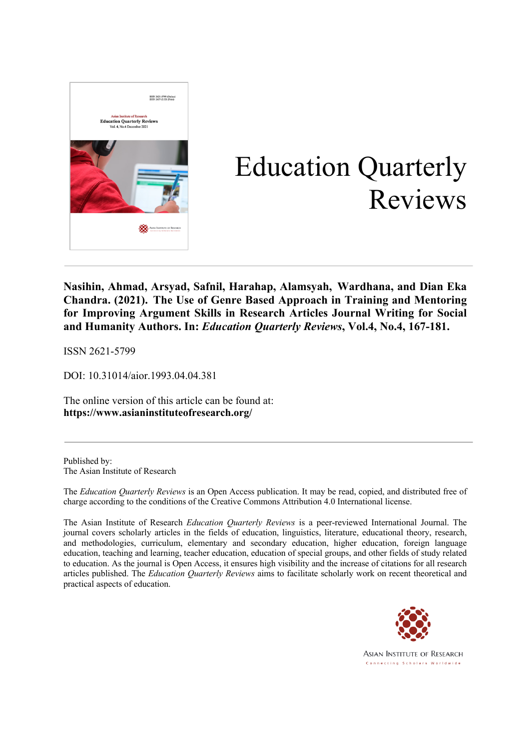# Education Quarterly Reviews

**Nasihin, Ahmad, Arsyad, Safnil, Harahap, Alamsyah, Wardhana, and Dian Eka Chandra. (2021). The Use of Genre Based Approach in Training and Mentoring for Improving Argument Skills in Research Articles Journal Writing for Social and Humanity Authors. In: *Education Quarterly Reviews*, Vol.4, No.4, 167-181.**

ISSN 2621-5799

DOI: 10.31014/aior.1993.04.04.381

The online version of this article can be found at:
**https://www.asianinstituteofresearch.org/**

---

Published by:
The Asian Institute of Research

The *Education Quarterly Reviews* is an Open Access publication. It may be read, copied, and distributed free of charge according to the conditions of the Creative Commons Attribution 4.0 International license.

The Asian Institute of Research *Education Quarterly Reviews* is a peer-reviewed International Journal. The journal covers scholarly articles in the fields of education, linguistics, literature, educational theory, research, and methodologies, curriculum, elementary and secondary education, higher education, foreign language education, teaching and learning, teacher education, education of special groups, and other fields of study related to education. As the journal is Open Access, it ensures high visibility and the increase of citations for all research articles published. The *Education Quarterly Reviews* aims to facilitate scholarly work on recent theoretical and practical aspects of education.

Asian Institute of Research
Connecting Scholars Worldwide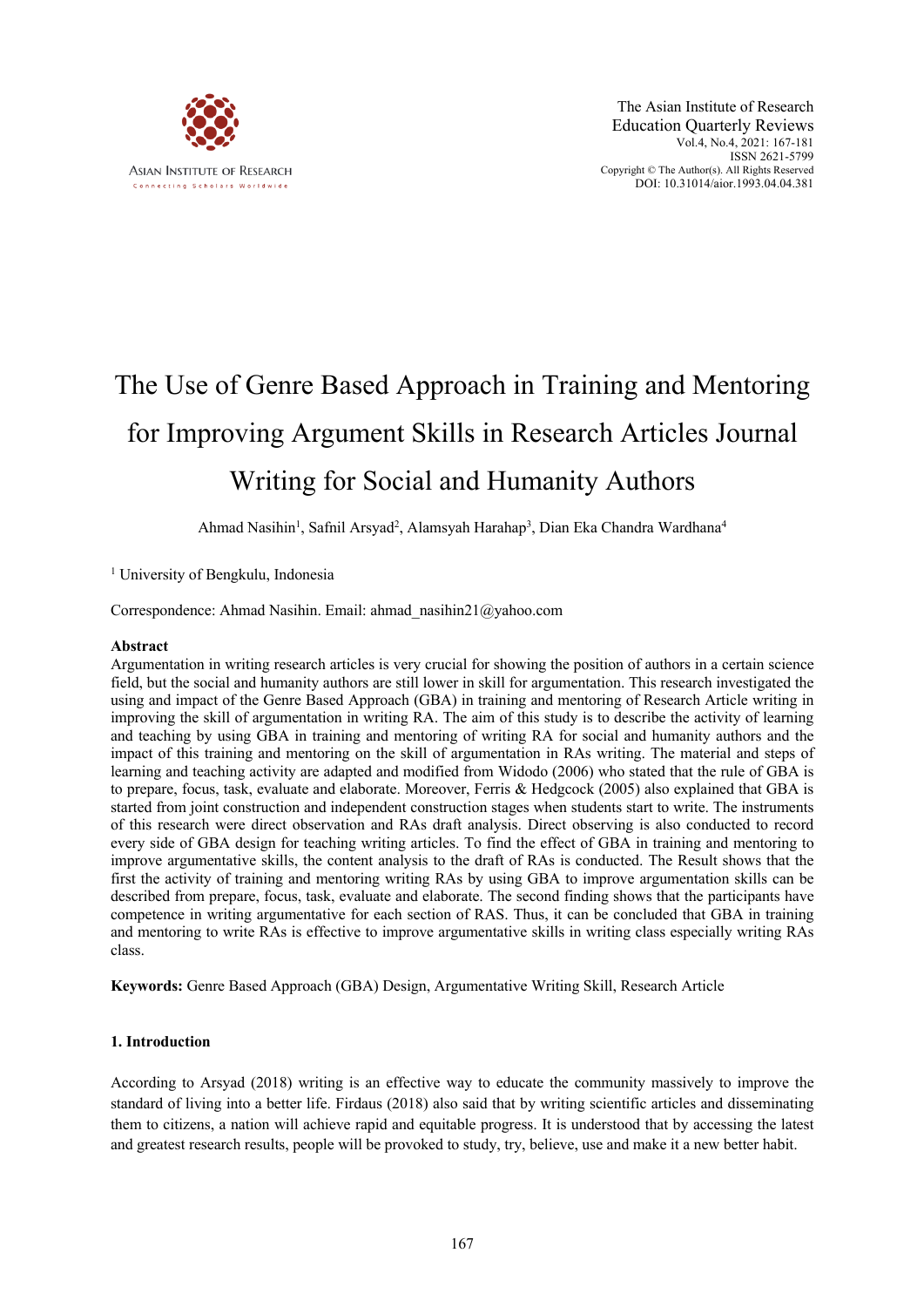# The Use of Genre Based Approach in Training and Mentoring for Improving Argument Skills in Research Articles Journal Writing for Social and Humanity Authors

Ahmad Nasihin[1], Safnil Arsyad[2], Alamsyah Harahap[3], Dian Eka Chandra Wardhana[4]

[1] University of Bengkulu, Indonesia

Correspondence: Ahmad Nasihin. Email: ahmad_nasihin21@yahoo.com

## Abstract

Argumentation in writing research articles is very crucial for showing the position of authors in a certain science field, but the social and humanity authors are still lower in skill for argumentation. This research investigated the using and impact of the Genre Based Approach (GBA) in training and mentoring of Research Article writing in improving the skill of argumentation in writing RA. The aim of this study is to describe the activity of learning and teaching by using GBA in training and mentoring of writing RA for social and humanity authors and the impact of this training and mentoring on the skill of argumentation in RAs writing. The material and steps of learning and teaching activity are adapted and modified from Widodo (2006) who stated that the rule of GBA is to prepare, focus, task, evaluate and elaborate. Moreover, Ferris & Hedgcock (2005) also explained that GBA is started from joint construction and independent construction stages when students start to write. The instruments of this research were direct observation and RAs draft analysis. Direct observing is also conducted to record every side of GBA design for teaching writing articles. To find the effect of GBA in training and mentoring to improve argumentative skills, the content analysis to the draft of RAs is conducted. The Result shows that the first the activity of training and mentoring writing RAs by using GBA to improve argumentation skills can be described from prepare, focus, task, evaluate and elaborate. The second finding shows that the participants have competence in writing argumentative for each section of RAS. Thus, it can be concluded that GBA in training and mentoring to write RAs is effective to improve argumentative skills in writing class especially writing RAs class.

**Keywords:** Genre Based Approach (GBA) Design, Argumentative Writing Skill, Research Article

## 1. Introduction

According to Arsyad (2018) writing is an effective way to educate the community massively to improve the standard of living into a better life. Firdaus (2018) also said that by writing scientific articles and disseminating them to citizens, a nation will achieve rapid and equitable progress. It is understood that by accessing the latest and greatest research results, people will be provoked to study, try, believe, use and make it a new better habit.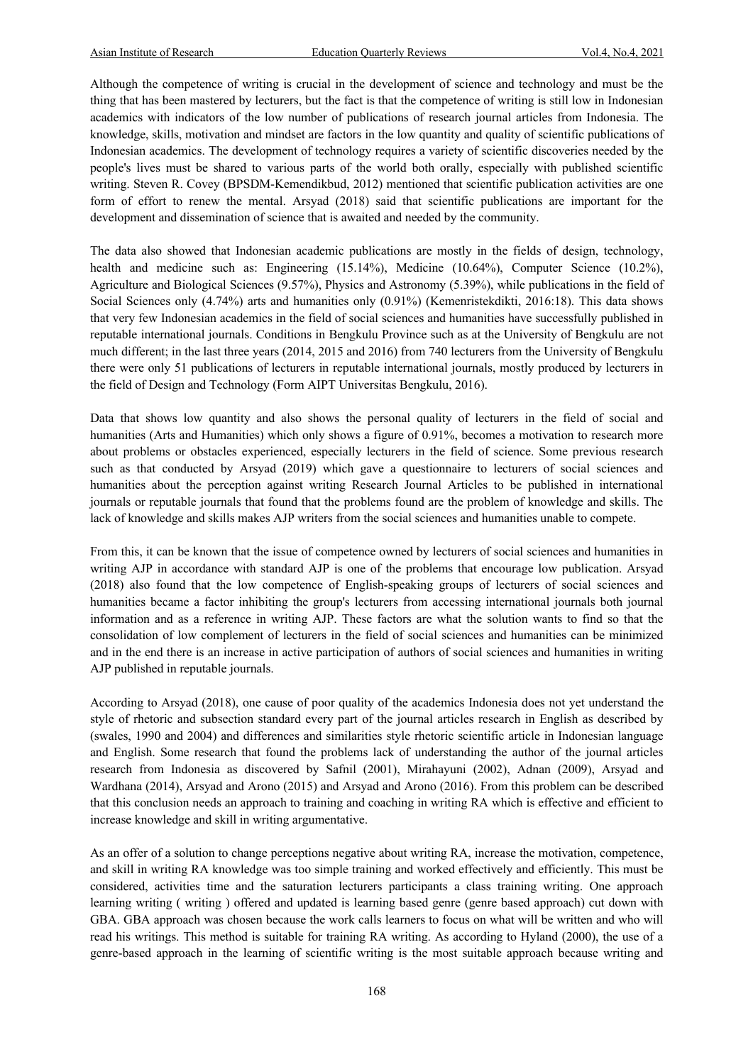Although the competence of writing is crucial in the development of science and technology and must be the thing that has been mastered by lecturers, but the fact is that the competence of writing is still low in Indonesian academics with indicators of the low number of publications of research journal articles from Indonesia. The knowledge, skills, motivation and mindset are factors in the low quantity and quality of scientific publications of Indonesian academics. The development of technology requires a variety of scientific discoveries needed by the people's lives must be shared to various parts of the world both orally, especially with published scientific writing. Steven R. Covey (BPSDM-Kemendikbud, 2012) mentioned that scientific publication activities are one form of effort to renew the mental. Arsyad (2018) said that scientific publications are important for the development and dissemination of science that is awaited and needed by the community.

The data also showed that Indonesian academic publications are mostly in the fields of design, technology, health and medicine such as: Engineering (15.14%), Medicine (10.64%), Computer Science (10.2%), Agriculture and Biological Sciences (9.57%), Physics and Astronomy (5.39%), while publications in the field of Social Sciences only (4.74%) arts and humanities only (0.91%) (Kemenristekdikti, 2016:18). This data shows that very few Indonesian academics in the field of social sciences and humanities have successfully published in reputable international journals. Conditions in Bengkulu Province such as at the University of Bengkulu are not much different; in the last three years (2014, 2015 and 2016) from 740 lecturers from the University of Bengkulu there were only 51 publications of lecturers in reputable international journals, mostly produced by lecturers in the field of Design and Technology (Form AIPT Universitas Bengkulu, 2016).

Data that shows low quantity and also shows the personal quality of lecturers in the field of social and humanities (Arts and Humanities) which only shows a figure of 0.91%, becomes a motivation to research more about problems or obstacles experienced, especially lecturers in the field of science. Some previous research such as that conducted by Arsyad (2019) which gave a questionnaire to lecturers of social sciences and humanities about the perception against writing Research Journal Articles to be published in international journals or reputable journals that found that the problems found are the problem of knowledge and skills. The lack of knowledge and skills makes AJP writers from the social sciences and humanities unable to compete.

From this, it can be known that the issue of competence owned by lecturers of social sciences and humanities in writing AJP in accordance with standard AJP is one of the problems that encourage low publication. Arsyad (2018) also found that the low competence of English-speaking groups of lecturers of social sciences and humanities became a factor inhibiting the group's lecturers from accessing international journals both journal information and as a reference in writing AJP. These factors are what the solution wants to find so that the consolidation of low complement of lecturers in the field of social sciences and humanities can be minimized and in the end there is an increase in active participation of authors of social sciences and humanities in writing AJP published in reputable journals.

According to Arsyad (2018), one cause of poor quality of the academics Indonesia does not yet understand the style of rhetoric and subsection standard every part of the journal articles research in English as described by (swales, 1990 and 2004) and differences and similarities style rhetoric scientific article in Indonesian language and English. Some research that found the problems lack of understanding the author of the journal articles research from Indonesia as discovered by Safnil (2001), Mirahayuni (2002), Adnan (2009), Arsyad and Wardhana (2014), Arsyad and Arono (2015) and Arsyad and Arono (2016). From this problem can be described that this conclusion needs an approach to training and coaching in writing RA which is effective and efficient to increase knowledge and skill in writing argumentative.

As an offer of a solution to change perceptions negative about writing RA, increase the motivation, competence, and skill in writing RA knowledge was too simple training and worked effectively and efficiently. This must be considered, activities time and the saturation lecturers participants a class training writing. One approach learning writing ( writing ) offered and updated is learning based genre (genre based approach) cut down with GBA. GBA approach was chosen because the work calls learners to focus on what will be written and who will read his writings. This method is suitable for training RA writing. As according to Hyland (2000), the use of a genre-based approach in the learning of scientific writing is the most suitable approach because writing and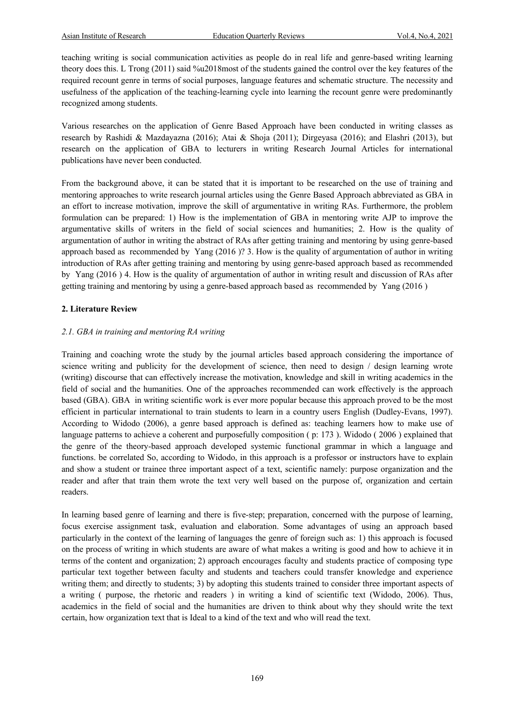teaching writing is social communication activities as people do in real life and genre-based writing learning theory does this. L Trong (2011) said %u2018most of the students gained the control over the key features of the required recount genre in terms of social purposes, language features and schematic structure. The necessity and usefulness of the application of the teaching-learning cycle into learning the recount genre were predominantly recognized among students.

Various researches on the application of Genre Based Approach have been conducted in writing classes as research by Rashidi & Mazdayazna (2016); Atai & Shoja (2011); Dirgeyasa (2016); and Elashri (2013), but research on the application of GBA to lecturers in writing Research Journal Articles for international publications have never been conducted.

From the background above, it can be stated that it is important to be researched on the use of training and mentoring approaches to write research journal articles using the Genre Based Approach abbreviated as GBA in an effort to increase motivation, improve the skill of argumentative in writing RAs. Furthermore, the problem formulation can be prepared: 1) How is the implementation of GBA in mentoring write AJP to improve the argumentative skills of writers in the field of social sciences and humanities; 2. How is the quality of argumentation of author in writing the abstract of RAs after getting training and mentoring by using genre-based approach based as recommended by Yang (2016 )? 3. How is the quality of argumentation of author in writing introduction of RAs after getting training and mentoring by using genre-based approach based as recommended by Yang (2016 ) 4. How is the quality of argumentation of author in writing result and discussion of RAs after getting training and mentoring by using a genre-based approach based as recommended by Yang (2016 )

## 2. Literature Review

### *2.1. GBA in training and mentoring RA writing*

Training and coaching wrote the study by the journal articles based approach considering the importance of science writing and publicity for the development of science, then need to design / design learning wrote (writing) discourse that can effectively increase the motivation, knowledge and skill in writing academics in the field of social and the humanities. One of the approaches recommended can work effectively is the approach based (GBA). GBA in writing scientific work is ever more popular because this approach proved to be the most efficient in particular international to train students to learn in a country users English (Dudley-Evans, 1997). According to Widodo (2006), a genre based approach is defined as: teaching learners how to make use of language patterns to achieve a coherent and purposefully composition ( p: 173 ). Widodo ( 2006 ) explained that the genre of the theory-based approach developed systemic functional grammar in which a language and functions. be correlated So, according to Widodo, in this approach is a professor or instructors have to explain and show a student or trainee three important aspect of a text, scientific namely: purpose organization and the reader and after that train them wrote the text very well based on the purpose of, organization and certain readers.

In learning based genre of learning and there is five-step; preparation, concerned with the purpose of learning, focus exercise assignment task, evaluation and elaboration. Some advantages of using an approach based particularly in the context of the learning of languages the genre of foreign such as: 1) this approach is focused on the process of writing in which students are aware of what makes a writing is good and how to achieve it in terms of the content and organization; 2) approach encourages faculty and students practice of composing type particular text together between faculty and students and teachers could transfer knowledge and experience writing them; and directly to students; 3) by adopting this students trained to consider three important aspects of a writing ( purpose, the rhetoric and readers ) in writing a kind of scientific text (Widodo, 2006). Thus, academics in the field of social and the humanities are driven to think about why they should write the text certain, how organization text that is Ideal to a kind of the text and who will read the text.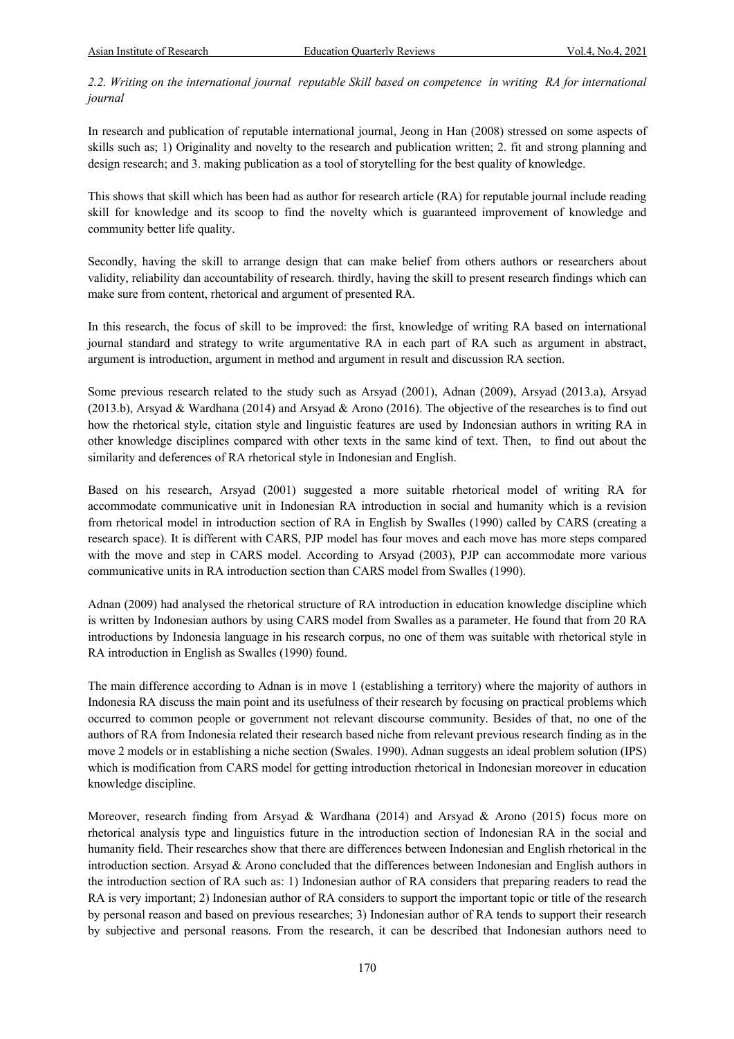*2.2. Writing on the international journal reputable Skill based on competence in writing RA for international journal*

In research and publication of reputable international journal, Jeong in Han (2008) stressed on some aspects of skills such as; 1) Originality and novelty to the research and publication written; 2. fit and strong planning and design research; and 3. making publication as a tool of storytelling for the best quality of knowledge.

This shows that skill which has been had as author for research article (RA) for reputable journal include reading skill for knowledge and its scoop to find the novelty which is guaranteed improvement of knowledge and community better life quality.

Secondly, having the skill to arrange design that can make belief from others authors or researchers about validity, reliability dan accountability of research. thirdly, having the skill to present research findings which can make sure from content, rhetorical and argument of presented RA.

In this research, the focus of skill to be improved: the first, knowledge of writing RA based on international journal standard and strategy to write argumentative RA in each part of RA such as argument in abstract, argument is introduction, argument in method and argument in result and discussion RA section.

Some previous research related to the study such as Arsyad (2001), Adnan (2009), Arsyad (2013.a), Arsyad (2013.b), Arsyad & Wardhana (2014) and Arsyad & Arono (2016). The objective of the researches is to find out how the rhetorical style, citation style and linguistic features are used by Indonesian authors in writing RA in other knowledge disciplines compared with other texts in the same kind of text. Then, to find out about the similarity and deferences of RA rhetorical style in Indonesian and English.

Based on his research, Arsyad (2001) suggested a more suitable rhetorical model of writing RA for accommodate communicative unit in Indonesian RA introduction in social and humanity which is a revision from rhetorical model in introduction section of RA in English by Swalles (1990) called by CARS (creating a research space). It is different with CARS, PJP model has four moves and each move has more steps compared with the move and step in CARS model. According to Arsyad (2003), PJP can accommodate more various communicative units in RA introduction section than CARS model from Swalles (1990).

Adnan (2009) had analysed the rhetorical structure of RA introduction in education knowledge discipline which is written by Indonesian authors by using CARS model from Swalles as a parameter. He found that from 20 RA introductions by Indonesia language in his research corpus, no one of them was suitable with rhetorical style in RA introduction in English as Swalles (1990) found.

The main difference according to Adnan is in move 1 (establishing a territory) where the majority of authors in Indonesia RA discuss the main point and its usefulness of their research by focusing on practical problems which occurred to common people or government not relevant discourse community. Besides of that, no one of the authors of RA from Indonesia related their research based niche from relevant previous research finding as in the move 2 models or in establishing a niche section (Swales. 1990). Adnan suggests an ideal problem solution (IPS) which is modification from CARS model for getting introduction rhetorical in Indonesian moreover in education knowledge discipline.

Moreover, research finding from Arsyad & Wardhana (2014) and Arsyad & Arono (2015) focus more on rhetorical analysis type and linguistics future in the introduction section of Indonesian RA in the social and humanity field. Their researches show that there are differences between Indonesian and English rhetorical in the introduction section. Arsyad & Arono concluded that the differences between Indonesian and English authors in the introduction section of RA such as: 1) Indonesian author of RA considers that preparing readers to read the RA is very important; 2) Indonesian author of RA considers to support the important topic or title of the research by personal reason and based on previous researches; 3) Indonesian author of RA tends to support their research by subjective and personal reasons. From the research, it can be described that Indonesian authors need to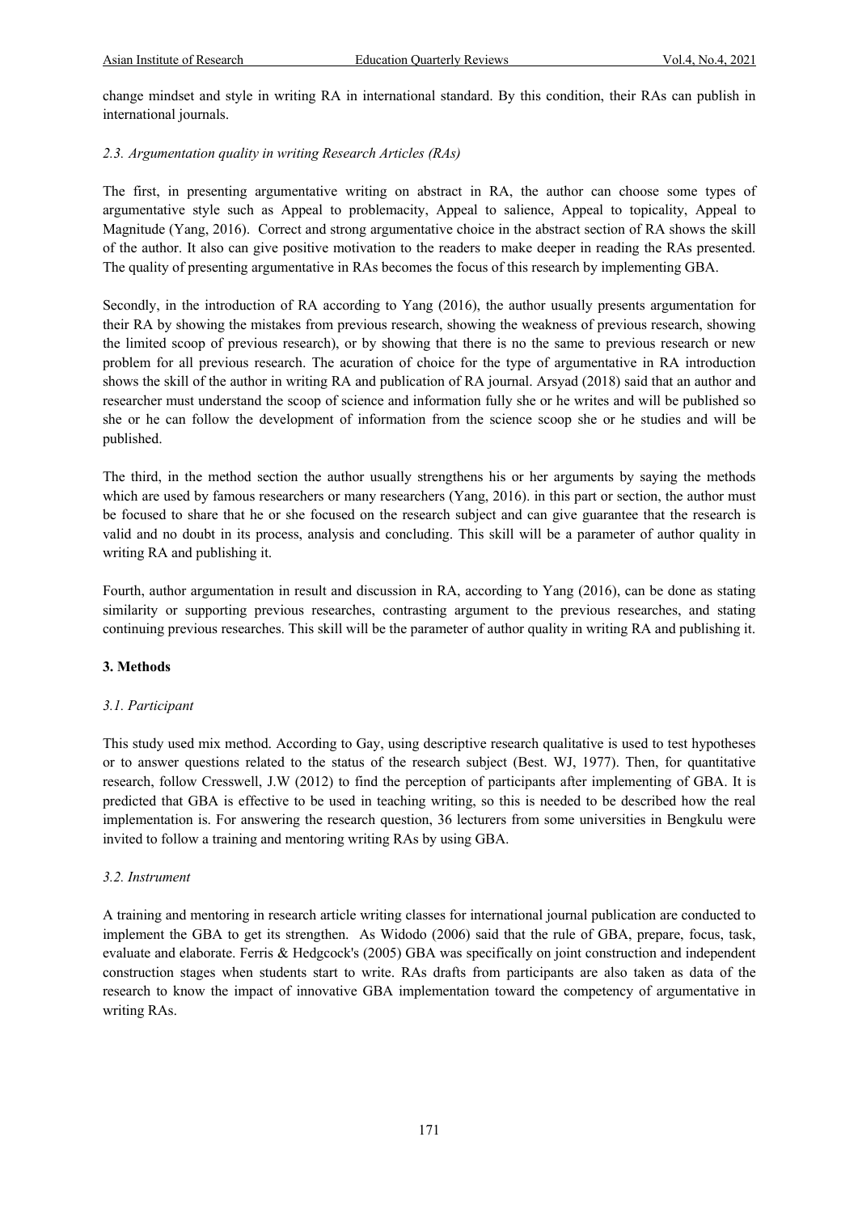change mindset and style in writing RA in international standard. By this condition, their RAs can publish in international journals.

### *2.3. Argumentation quality in writing Research Articles (RAs)*

The first, in presenting argumentative writing on abstract in RA, the author can choose some types of argumentative style such as Appeal to problemacity, Appeal to salience, Appeal to topicality, Appeal to Magnitude (Yang, 2016). Correct and strong argumentative choice in the abstract section of RA shows the skill of the author. It also can give positive motivation to the readers to make deeper in reading the RAs presented. The quality of presenting argumentative in RAs becomes the focus of this research by implementing GBA.

Secondly, in the introduction of RA according to Yang (2016), the author usually presents argumentation for their RA by showing the mistakes from previous research, showing the weakness of previous research, showing the limited scoop of previous research), or by showing that there is no the same to previous research or new problem for all previous research. The acuration of choice for the type of argumentative in RA introduction shows the skill of the author in writing RA and publication of RA journal. Arsyad (2018) said that an author and researcher must understand the scoop of science and information fully she or he writes and will be published so she or he can follow the development of information from the science scoop she or he studies and will be published.

The third, in the method section the author usually strengthens his or her arguments by saying the methods which are used by famous researchers or many researchers (Yang, 2016). in this part or section, the author must be focused to share that he or she focused on the research subject and can give guarantee that the research is valid and no doubt in its process, analysis and concluding. This skill will be a parameter of author quality in writing RA and publishing it.

Fourth, author argumentation in result and discussion in RA, according to Yang (2016), can be done as stating similarity or supporting previous researches, contrasting argument to the previous researches, and stating continuing previous researches. This skill will be the parameter of author quality in writing RA and publishing it.

## 3. Methods

### *3.1. Participant*

This study used mix method. According to Gay, using descriptive research qualitative is used to test hypotheses or to answer questions related to the status of the research subject (Best. WJ, 1977). Then, for quantitative research, follow Cresswell, J.W (2012) to find the perception of participants after implementing of GBA. It is predicted that GBA is effective to be used in teaching writing, so this is needed to be described how the real implementation is. For answering the research question, 36 lecturers from some universities in Bengkulu were invited to follow a training and mentoring writing RAs by using GBA.

### *3.2. Instrument*

A training and mentoring in research article writing classes for international journal publication are conducted to implement the GBA to get its strengthen. As Widodo (2006) said that the rule of GBA, prepare, focus, task, evaluate and elaborate. Ferris & Hedgcock's (2005) GBA was specifically on joint construction and independent construction stages when students start to write. RAs drafts from participants are also taken as data of the research to know the impact of innovative GBA implementation toward the competency of argumentative in writing RAs.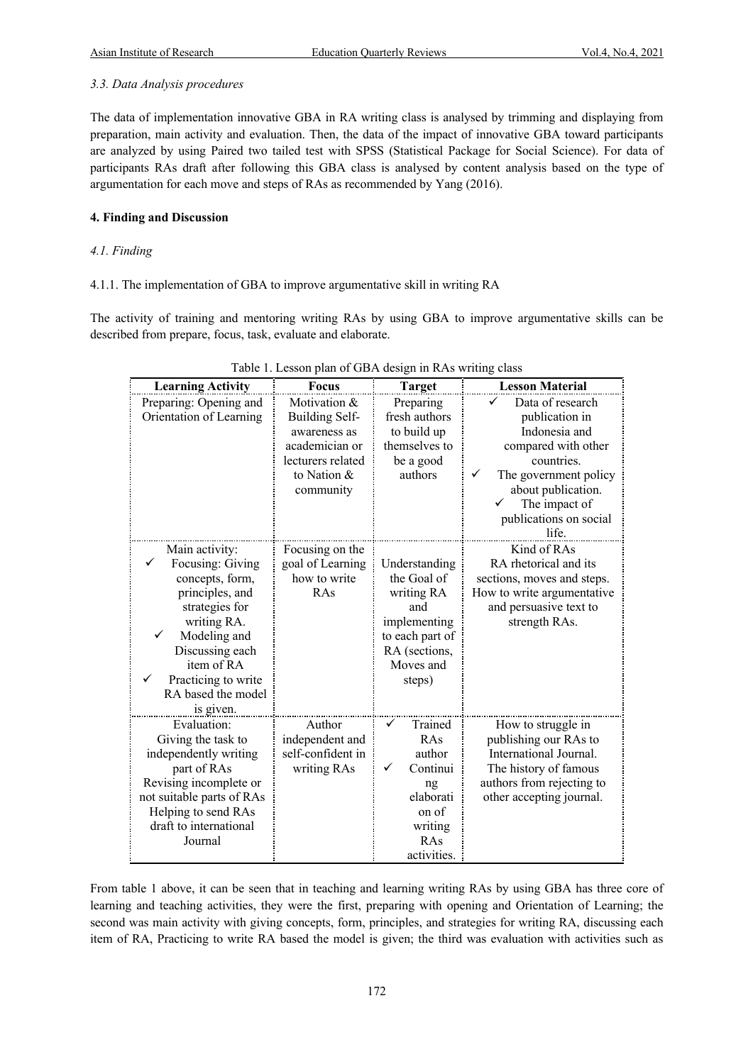*3.3. Data Analysis procedures*

The data of implementation innovative GBA in RA writing class is analysed by trimming and displaying from preparation, main activity and evaluation. Then, the data of the impact of innovative GBA toward participants are analyzed by using Paired two tailed test with SPSS (Statistical Package for Social Science). For data of participants RAs draft after following this GBA class is analysed by content analysis based on the type of argumentation for each move and steps of RAs as recommended by Yang (2016).

## 4. Finding and Discussion

### *4.1. Finding*

4.1.1. The implementation of GBA to improve argumentative skill in writing RA

The activity of training and mentoring writing RAs by using GBA to improve argumentative skills can be described from prepare, focus, task, evaluate and elaborate.

Table 1. Lesson plan of GBA design in RAs writing class

| Learning Activity | Focus | Target | Lesson Material |
|---|---|---|---|
| Preparing: Opening and Orientation of Learning | Motivation & Building Self-awareness as academician or lecturers related to Nation & community | Preparing fresh authors to build up themselves to be a good authors | ✓ Data of research publication in Indonesia and compared with other countries. ✓ The government policy about publication. ✓ The impact of publications on social life. |
| Main activity: ✓ Focusing: Giving concepts, form, principles, and strategies for writing RA. ✓ Modeling and Discussing each item of RA ✓ Practicing to write RA based the model is given. | Focusing on the goal of Learning how to write RAs | Understanding the Goal of writing RA and implementing to each part of RA (sections, Moves and steps) | Kind of RAs RA rhetorical and its sections, moves and steps. How to write argumentative and persuasive text to strength RAs. |
| Evaluation: Giving the task to independently writing part of RAs Revising incomplete or not suitable parts of RAs Helping to send RAs draft to international Journal | Author independent and self-confident in writing RAs | ✓ Trained RAs author ✓ Continuing elaboration of writing RAs activities. | How to struggle in publishing our RAs to International Journal. The history of famous authors from rejecting to other accepting journal. |

From table 1 above, it can be seen that in teaching and learning writing RAs by using GBA has three core of learning and teaching activities, they were the first, preparing with opening and Orientation of Learning; the second was main activity with giving concepts, form, principles, and strategies for writing RA, discussing each item of RA, Practicing to write RA based the model is given; the third was evaluation with activities such as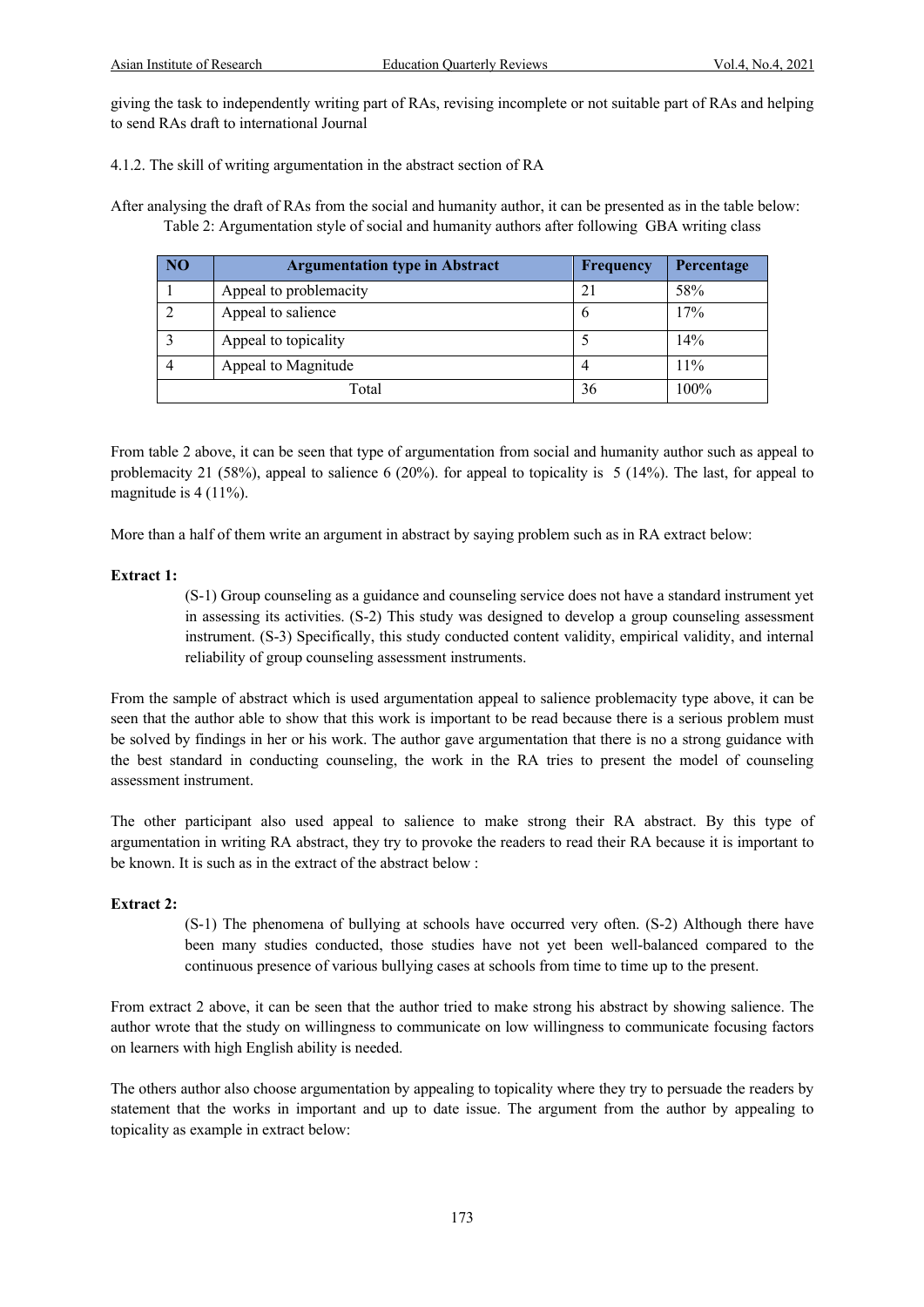giving the task to independently writing part of RAs, revising incomplete or not suitable part of RAs and helping to send RAs draft to international Journal

4.1.2. The skill of writing argumentation in the abstract section of RA

After analysing the draft of RAs from the social and humanity author, it can be presented as in the table below:

Table 2: Argumentation style of social and humanity authors after following GBA writing class

| NO | Argumentation type in Abstract | Frequency | Percentage |
|---|---|---|---|
| 1 | Appeal to problemacity | 21 | 58% |
| 2 | Appeal to salience | 6 | 17% |
| 3 | Appeal to topicality | 5 | 14% |
| 4 | Appeal to Magnitude | 4 | 11% |
| Total | | 36 | 100% |

From table 2 above, it can be seen that type of argumentation from social and humanity author such as appeal to problemacity 21 (58%), appeal to salience 6 (20%). for appeal to topicality is 5 (14%). The last, for appeal to magnitude is 4 (11%).

More than a half of them write an argument in abstract by saying problem such as in RA extract below:

**Extract 1:**

> (S-1) Group counseling as a guidance and counseling service does not have a standard instrument yet in assessing its activities. (S-2) This study was designed to develop a group counseling assessment instrument. (S-3) Specifically, this study conducted content validity, empirical validity, and internal reliability of group counseling assessment instruments.

From the sample of abstract which is used argumentation appeal to salience problemacity type above, it can be seen that the author able to show that this work is important to be read because there is a serious problem must be solved by findings in her or his work. The author gave argumentation that there is no a strong guidance with the best standard in conducting counseling, the work in the RA tries to present the model of counseling assessment instrument.

The other participant also used appeal to salience to make strong their RA abstract. By this type of argumentation in writing RA abstract, they try to provoke the readers to read their RA because it is important to be known. It is such as in the extract of the abstract below :

**Extract 2:**

> (S-1) The phenomena of bullying at schools have occurred very often. (S-2) Although there have been many studies conducted, those studies have not yet been well-balanced compared to the continuous presence of various bullying cases at schools from time to time up to the present.

From extract 2 above, it can be seen that the author tried to make strong his abstract by showing salience. The author wrote that the study on willingness to communicate on low willingness to communicate focusing factors on learners with high English ability is needed.

The others author also choose argumentation by appealing to topicality where they try to persuade the readers by statement that the works in important and up to date issue. The argument from the author by appealing to topicality as example in extract below: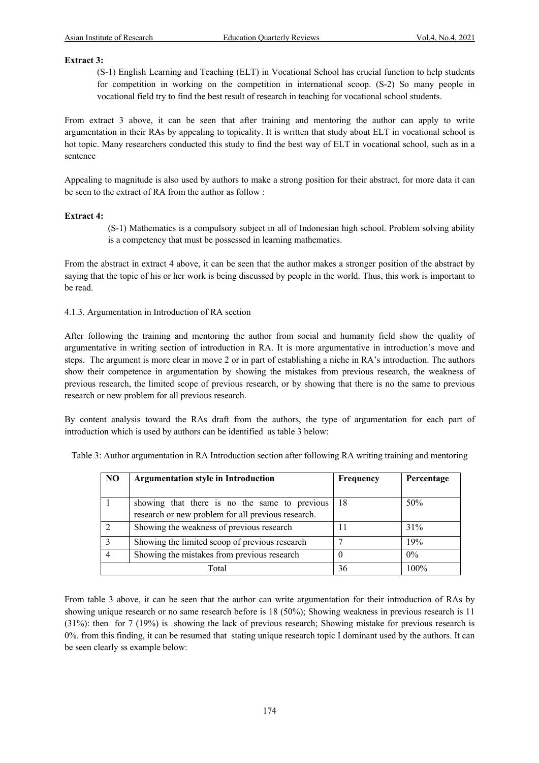**Extract 3:**

> (S-1) English Learning and Teaching (ELT) in Vocational School has crucial function to help students for competition in working on the competition in international scoop. (S-2) So many people in vocational field try to find the best result of research in teaching for vocational school students.

From extract 3 above, it can be seen that after training and mentoring the author can apply to write argumentation in their RAs by appealing to topicality. It is written that study about ELT in vocational school is hot topic. Many researchers conducted this study to find the best way of ELT in vocational school, such as in a sentence

Appealing to magnitude is also used by authors to make a strong position for their abstract, for more data it can be seen to the extract of RA from the author as follow :

**Extract 4:**

> (S-1) Mathematics is a compulsory subject in all of Indonesian high school. Problem solving ability is a competency that must be possessed in learning mathematics.

From the abstract in extract 4 above, it can be seen that the author makes a stronger position of the abstract by saying that the topic of his or her work is being discussed by people in the world. Thus, this work is important to be read.

4.1.3. Argumentation in Introduction of RA section

After following the training and mentoring the author from social and humanity field show the quality of argumentative in writing section of introduction in RA. It is more argumentative in introduction's move and steps. The argument is more clear in move 2 or in part of establishing a niche in RA's introduction. The authors show their competence in argumentation by showing the mistakes from previous research, the weakness of previous research, the limited scope of previous research, or by showing that there is no the same to previous research or new problem for all previous research.

By content analysis toward the RAs draft from the authors, the type of argumentation for each part of introduction which is used by authors can be identified as table 3 below:

Table 3: Author argumentation in RA Introduction section after following RA writing training and mentoring

| NO | Argumentation style in Introduction | Frequency | Percentage |
|---|---|---|---|
| 1 | showing that there is no the same to previous research or new problem for all previous research. | 18 | 50% |
| 2 | Showing the weakness of previous research | 11 | 31% |
| 3 | Showing the limited scoop of previous research | 7 | 19% |
| 4 | Showing the mistakes from previous research | 0 | 0% |
| Total | | 36 | 100% |

From table 3 above, it can be seen that the author can write argumentation for their introduction of RAs by showing unique research or no same research before is 18 (50%); Showing weakness in previous research is 11 (31%): then for 7 (19%) is showing the lack of previous research; Showing mistake for previous research is 0%. from this finding, it can be resumed that stating unique research topic I dominant used by the authors. It can be seen clearly ss example below: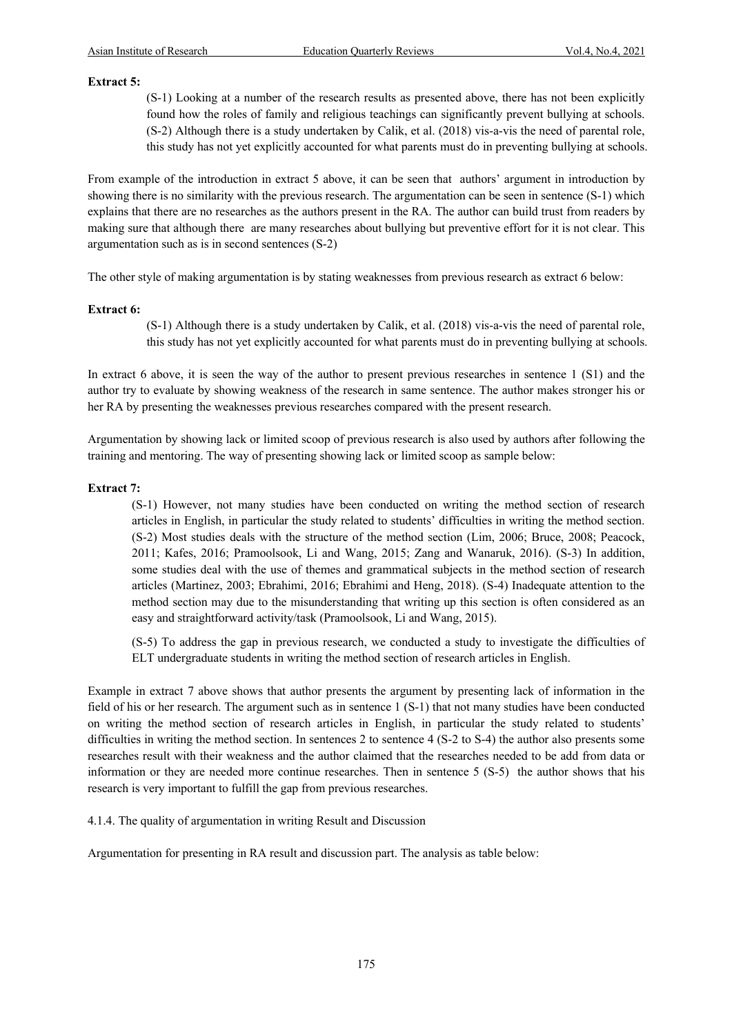**Extract 5:**

> (S-1) Looking at a number of the research results as presented above, there has not been explicitly found how the roles of family and religious teachings can significantly prevent bullying at schools. (S-2) Although there is a study undertaken by Calik, et al. (2018) vis-a-vis the need of parental role, this study has not yet explicitly accounted for what parents must do in preventing bullying at schools.

From example of the introduction in extract 5 above, it can be seen that authors' argument in introduction by showing there is no similarity with the previous research. The argumentation can be seen in sentence (S-1) which explains that there are no researches as the authors present in the RA. The author can build trust from readers by making sure that although there are many researches about bullying but preventive effort for it is not clear. This argumentation such as is in second sentences (S-2)

The other style of making argumentation is by stating weaknesses from previous research as extract 6 below:

**Extract 6:**

> (S-1) Although there is a study undertaken by Calik, et al. (2018) vis-a-vis the need of parental role, this study has not yet explicitly accounted for what parents must do in preventing bullying at schools.

In extract 6 above, it is seen the way of the author to present previous researches in sentence 1 (S1) and the author try to evaluate by showing weakness of the research in same sentence. The author makes stronger his or her RA by presenting the weaknesses previous researches compared with the present research.

Argumentation by showing lack or limited scoop of previous research is also used by authors after following the training and mentoring. The way of presenting showing lack or limited scoop as sample below:

**Extract 7:**

> (S-1) However, not many studies have been conducted on writing the method section of research articles in English, in particular the study related to students' difficulties in writing the method section. (S-2) Most studies deals with the structure of the method section (Lim, 2006; Bruce, 2008; Peacock, 2011; Kafes, 2016; Pramoolsook, Li and Wang, 2015; Zang and Wanaruk, 2016). (S-3) In addition, some studies deal with the use of themes and grammatical subjects in the method section of research articles (Martinez, 2003; Ebrahimi, 2016; Ebrahimi and Heng, 2018). (S-4) Inadequate attention to the method section may due to the misunderstanding that writing up this section is often considered as an easy and straightforward activity/task (Pramoolsook, Li and Wang, 2015).
>
> (S-5) To address the gap in previous research, we conducted a study to investigate the difficulties of ELT undergraduate students in writing the method section of research articles in English.

Example in extract 7 above shows that author presents the argument by presenting lack of information in the field of his or her research. The argument such as in sentence 1 (S-1) that not many studies have been conducted on writing the method section of research articles in English, in particular the study related to students' difficulties in writing the method section. In sentences 2 to sentence 4 (S-2 to S-4) the author also presents some researches result with their weakness and the author claimed that the researches needed to be add from data or information or they are needed more continue researches. Then in sentence 5 (S-5) the author shows that his research is very important to fulfill the gap from previous researches.

4.1.4. The quality of argumentation in writing Result and Discussion

Argumentation for presenting in RA result and discussion part. The analysis as table below: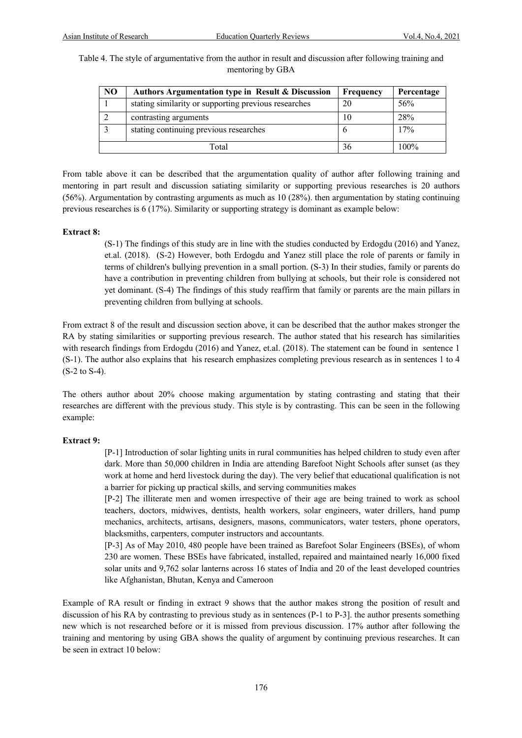Table 4. The style of argumentative from the author in result and discussion after following training and mentoring by GBA

| NO | Authors Argumentation type in Result & Discussion | Frequency | Percentage |
|---|---|---|---|
| 1 | stating similarity or supporting previous researches | 20 | 56% |
| 2 | contrasting arguments | 10 | 28% |
| 3 | stating continuing previous researches | 6 | 17% |
| Total | | 36 | 100% |

From table above it can be described that the argumentation quality of author after following training and mentoring in part result and discussion satiating similarity or supporting previous researches is 20 authors (56%). Argumentation by contrasting arguments as much as 10 (28%). then argumentation by stating continuing previous researches is 6 (17%). Similarity or supporting strategy is dominant as example below:

**Extract 8:**

> (S-1) The findings of this study are in line with the studies conducted by Erdogdu (2016) and Yanez, et.al. (2018). (S-2) However, both Erdogdu and Yanez still place the role of parents or family in terms of children's bullying prevention in a small portion. (S-3) In their studies, family or parents do have a contribution in preventing children from bullying at schools, but their role is considered not yet dominant. (S-4) The findings of this study reaffirm that family or parents are the main pillars in preventing children from bullying at schools.

From extract 8 of the result and discussion section above, it can be described that the author makes stronger the RA by stating similarities or supporting previous research. The author stated that his research has similarities with research findings from Erdogdu (2016) and Yanez, et.al. (2018). The statement can be found in sentence 1 (S-1). The author also explains that his research emphasizes completing previous research as in sentences 1 to 4 (S-2 to S-4).

The others author about 20% choose making argumentation by stating contrasting and stating that their researches are different with the previous study. This style is by contrasting. This can be seen in the following example:

**Extract 9:**

> [P-1] Introduction of solar lighting units in rural communities has helped children to study even after dark. More than 50,000 children in India are attending Barefoot Night Schools after sunset (as they work at home and herd livestock during the day). The very belief that educational qualification is not a barrier for picking up practical skills, and serving communities makes
>
> [P-2] The illiterate men and women irrespective of their age are being trained to work as school teachers, doctors, midwives, dentists, health workers, solar engineers, water drillers, hand pump mechanics, architects, artisans, designers, masons, communicators, water testers, phone operators, blacksmiths, carpenters, computer instructors and accountants.
>
> [P-3] As of May 2010, 480 people have been trained as Barefoot Solar Engineers (BSEs), of whom 230 are women. These BSEs have fabricated, installed, repaired and maintained nearly 16,000 fixed solar units and 9,762 solar lanterns across 16 states of India and 20 of the least developed countries like Afghanistan, Bhutan, Kenya and Cameroon

Example of RA result or finding in extract 9 shows that the author makes strong the position of result and discussion of his RA by contrasting to previous study as in sentences (P-1 to P-3]. the author presents something new which is not researched before or it is missed from previous discussion. 17% author after following the training and mentoring by using GBA shows the quality of argument by continuing previous researches. It can be seen in extract 10 below: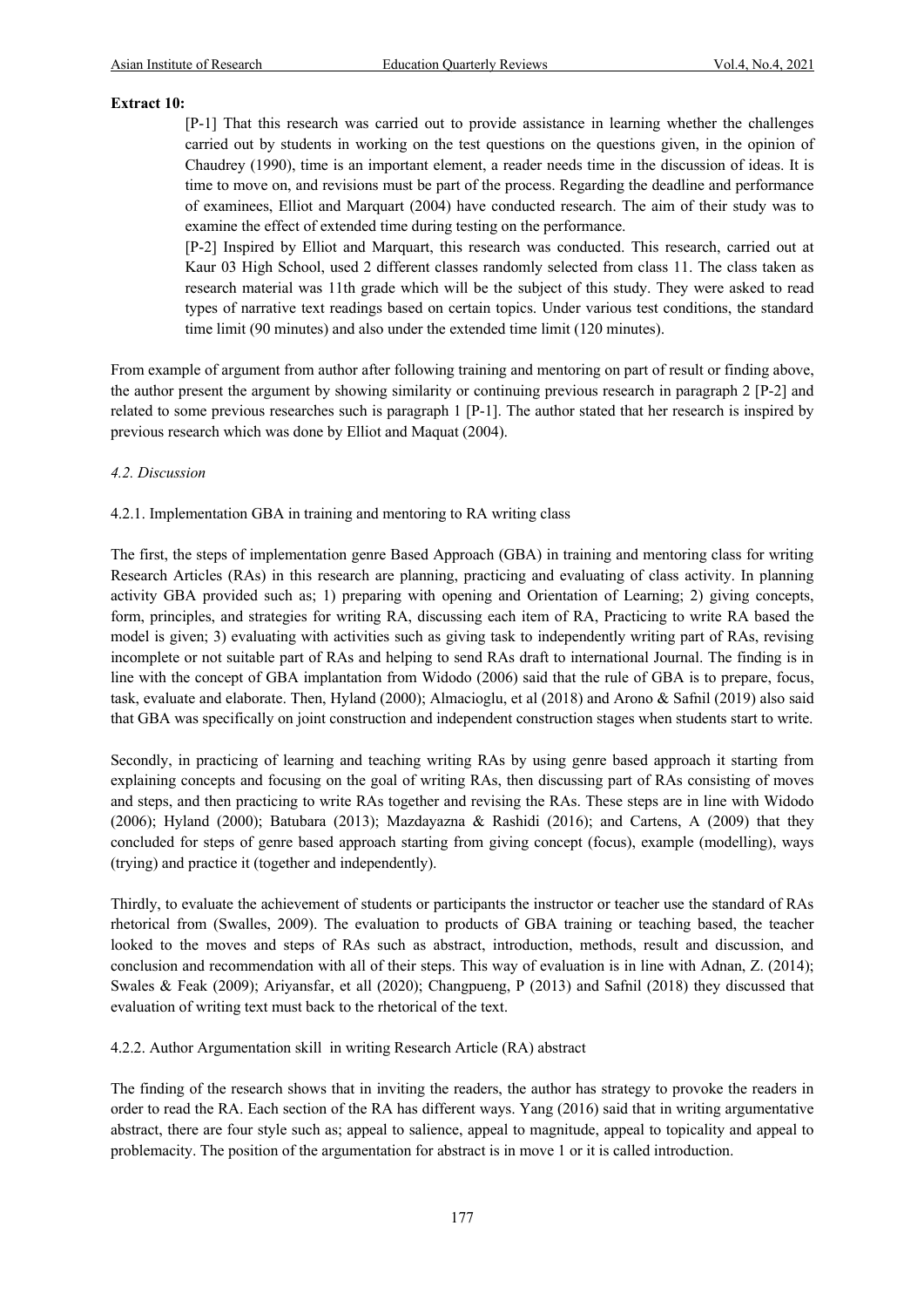**Extract 10:**

> [P-1] That this research was carried out to provide assistance in learning whether the challenges carried out by students in working on the test questions on the questions given, in the opinion of Chaudrey (1990), time is an important element, a reader needs time in the discussion of ideas. It is time to move on, and revisions must be part of the process. Regarding the deadline and performance of examinees, Elliot and Marquart (2004) have conducted research. The aim of their study was to examine the effect of extended time during testing on the performance.
>
> [P-2] Inspired by Elliot and Marquart, this research was conducted. This research, carried out at Kaur 03 High School, used 2 different classes randomly selected from class 11. The class taken as research material was 11th grade which will be the subject of this study. They were asked to read types of narrative text readings based on certain topics. Under various test conditions, the standard time limit (90 minutes) and also under the extended time limit (120 minutes).

From example of argument from author after following training and mentoring on part of result or finding above, the author present the argument by showing similarity or continuing previous research in paragraph 2 [P-2] and related to some previous researches such is paragraph 1 [P-1]. The author stated that her research is inspired by previous research which was done by Elliot and Maquat (2004).

### *4.2. Discussion*

#### 4.2.1. Implementation GBA in training and mentoring to RA writing class

The first, the steps of implementation genre Based Approach (GBA) in training and mentoring class for writing Research Articles (RAs) in this research are planning, practicing and evaluating of class activity. In planning activity GBA provided such as; 1) preparing with opening and Orientation of Learning; 2) giving concepts, form, principles, and strategies for writing RA, discussing each item of RA, Practicing to write RA based the model is given; 3) evaluating with activities such as giving task to independently writing part of RAs, revising incomplete or not suitable part of RAs and helping to send RAs draft to international Journal. The finding is in line with the concept of GBA implantation from Widodo (2006) said that the rule of GBA is to prepare, focus, task, evaluate and elaborate. Then, Hyland (2000); Almacioglu, et al (2018) and Arono & Safnil (2019) also said that GBA was specifically on joint construction and independent construction stages when students start to write.

Secondly, in practicing of learning and teaching writing RAs by using genre based approach it starting from explaining concepts and focusing on the goal of writing RAs, then discussing part of RAs consisting of moves and steps, and then practicing to write RAs together and revising the RAs. These steps are in line with Widodo (2006); Hyland (2000); Batubara (2013); Mazdayazna & Rashidi (2016); and Cartens, A (2009) that they concluded for steps of genre based approach starting from giving concept (focus), example (modelling), ways (trying) and practice it (together and independently).

Thirdly, to evaluate the achievement of students or participants the instructor or teacher use the standard of RAs rhetorical from (Swalles, 2009). The evaluation to products of GBA training or teaching based, the teacher looked to the moves and steps of RAs such as abstract, introduction, methods, result and discussion, and conclusion and recommendation with all of their steps. This way of evaluation is in line with Adnan, Z. (2014); Swales & Feak (2009); Ariyansfar, et all (2020); Changpueng, P (2013) and Safnil (2018) they discussed that evaluation of writing text must back to the rhetorical of the text.

#### 4.2.2. Author Argumentation skill in writing Research Article (RA) abstract

The finding of the research shows that in inviting the readers, the author has strategy to provoke the readers in order to read the RA. Each section of the RA has different ways. Yang (2016) said that in writing argumentative abstract, there are four style such as; appeal to salience, appeal to magnitude, appeal to topicality and appeal to problemacity. The position of the argumentation for abstract is in move 1 or it is called introduction.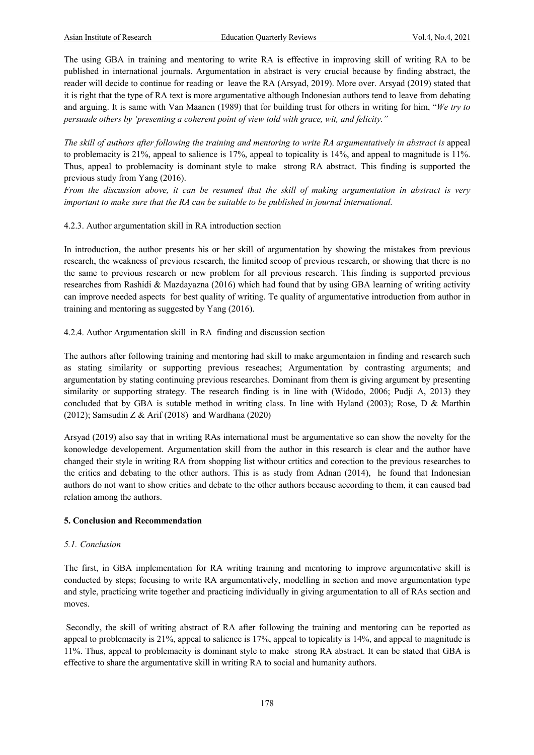The using GBA in training and mentoring to write RA is effective in improving skill of writing RA to be published in international journals. Argumentation in abstract is very crucial because by finding abstract, the reader will decide to continue for reading or leave the RA (Arsyad, 2019). More over. Arsyad (2019) stated that it is right that the type of RA text is more argumentative although Indonesian authors tend to leave from debating and arguing. It is same with Van Maanen (1989) that for building trust for others in writing for him, "*We try to persuade others by 'presenting a coherent point of view told with grace, wit, and felicity."*

*The skill of authors after following the training and mentoring to write RA argumentatively in abstract is* appeal to problemacity is 21%, appeal to salience is 17%, appeal to topicality is 14%, and appeal to magnitude is 11%. Thus, appeal to problemacity is dominant style to make strong RA abstract. This finding is supported the previous study from Yang (2016).

*From the discussion above, it can be resumed that the skill of making argumentation in abstract is very important to make sure that the RA can be suitable to be published in journal international.*

#### 4.2.3. Author argumentation skill in RA introduction section

In introduction, the author presents his or her skill of argumentation by showing the mistakes from previous research, the weakness of previous research, the limited scoop of previous research, or showing that there is no the same to previous research or new problem for all previous research. This finding is supported previous researches from Rashidi & Mazdayazna (2016) which had found that by using GBA learning of writing activity can improve needed aspects for best quality of writing. Te quality of argumentative introduction from author in training and mentoring as suggested by Yang (2016).

#### 4.2.4. Author Argumentation skill in RA finding and discussion section

The authors after following training and mentoring had skill to make argumentaion in finding and research such as stating similarity or supporting previous reseaches; Argumentation by contrasting arguments; and argumentation by stating continuing previous researches. Dominant from them is giving argument by presenting similarity or supporting strategy. The research finding is in line with (Widodo, 2006; Pudji A, 2013) they concluded that by GBA is sutable method in writing class. In line with Hyland (2003); Rose, D & Marthin (2012); Samsudin Z & Arif (2018) and Wardhana (2020)

Arsyad (2019) also say that in writing RAs international must be argumentative so can show the novelty for the konowledge developement. Argumentation skill from the author in this research is clear and the author have changed their style in writing RA from shopping list withour crtitics and corection to the previous researches to the critics and debating to the other authors. This is as study from Adnan (2014), he found that Indonesian authors do not want to show critics and debate to the other authors because according to them, it can caused bad relation among the authors.

## 5. Conclusion and Recommendation

### *5.1. Conclusion*

The first, in GBA implementation for RA writing training and mentoring to improve argumentative skill is conducted by steps; focusing to write RA argumentatively, modelling in section and move argumentation type and style, practicing write together and practicing individually in giving argumentation to all of RAs section and moves.

Secondly, the skill of writing abstract of RA after following the training and mentoring can be reported as appeal to problemacity is 21%, appeal to salience is 17%, appeal to topicality is 14%, and appeal to magnitude is 11%. Thus, appeal to problemacity is dominant style to make strong RA abstract. It can be stated that GBA is effective to share the argumentative skill in writing RA to social and humanity authors.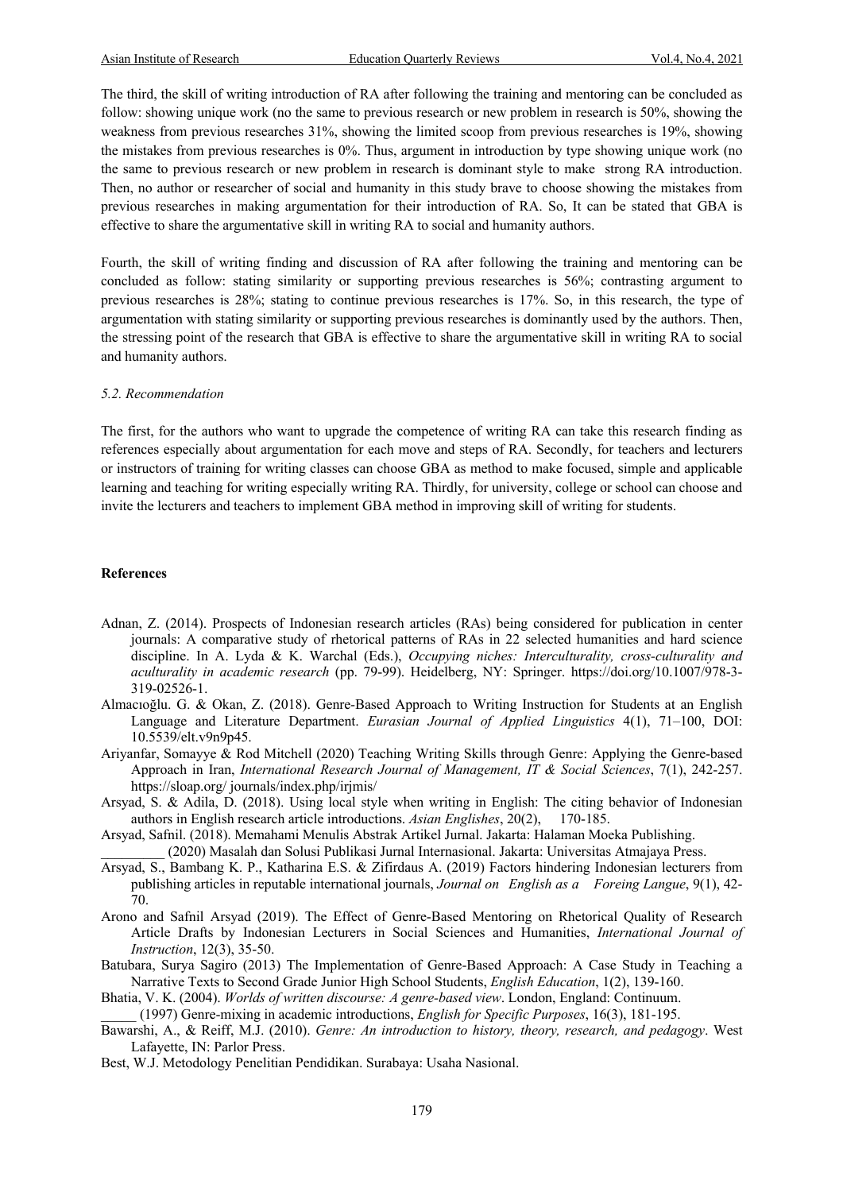The third, the skill of writing introduction of RA after following the training and mentoring can be concluded as follow: showing unique work (no the same to previous research or new problem in research is 50%, showing the weakness from previous researches 31%, showing the limited scoop from previous researches is 19%, showing the mistakes from previous researches is 0%. Thus, argument in introduction by type showing unique work (no the same to previous research or new problem in research is dominant style to make strong RA introduction. Then, no author or researcher of social and humanity in this study brave to choose showing the mistakes from previous researches in making argumentation for their introduction of RA. So, It can be stated that GBA is effective to share the argumentative skill in writing RA to social and humanity authors.

Fourth, the skill of writing finding and discussion of RA after following the training and mentoring can be concluded as follow: stating similarity or supporting previous researches is 56%; contrasting argument to previous researches is 28%; stating to continue previous researches is 17%. So, in this research, the type of argumentation with stating similarity or supporting previous researches is dominantly used by the authors. Then, the stressing point of the research that GBA is effective to share the argumentative skill in writing RA to social and humanity authors.

### *5.2. Recommendation*

The first, for the authors who want to upgrade the competence of writing RA can take this research finding as references especially about argumentation for each move and steps of RA. Secondly, for teachers and lecturers or instructors of training for writing classes can choose GBA as method to make focused, simple and applicable learning and teaching for writing especially writing RA. Thirdly, for university, college or school can choose and invite the lecturers and teachers to implement GBA method in improving skill of writing for students.

## References

Adnan, Z. (2014). Prospects of Indonesian research articles (RAs) being considered for publication in center journals: A comparative study of rhetorical patterns of RAs in 22 selected humanities and hard science discipline. In A. Lyda & K. Warchal (Eds.), *Occupying niches: Interculturality, cross-culturality and aculturality in academic research* (pp. 79-99). Heidelberg, NY: Springer. https://doi.org/10.1007/978-3-319-02526-1.

Almacıoğlu. G. & Okan, Z. (2018). Genre-Based Approach to Writing Instruction for Students at an English Language and Literature Department. *Eurasian Journal of Applied Linguistics* 4(1), 71–100, DOI: 10.5539/elt.v9n9p45.

Ariyanfar, Somayye & Rod Mitchell (2020) Teaching Writing Skills through Genre: Applying the Genre-based Approach in Iran, *International Research Journal of Management, IT & Social Sciences*, 7(1), 242-257. https://sloap.org/ journals/index.php/irjmis/

Arsyad, S. & Adila, D. (2018). Using local style when writing in English: The citing behavior of Indonesian authors in English research article introductions. *Asian Englishes*, 20(2), 170-185.

Arsyad, Safnil. (2018). Memahami Menulis Abstrak Artikel Jurnal. Jakarta: Halaman Moeka Publishing.

_________ (2020) Masalah dan Solusi Publikasi Jurnal Internasional. Jakarta: Universitas Atmajaya Press.

Arsyad, S., Bambang K. P., Katharina E.S. & Zifirdaus A. (2019) Factors hindering Indonesian lecturers from publishing articles in reputable international journals, *Journal on English as a Foreing Langue*, 9(1), 42-70.

Arono and Safnil Arsyad (2019). The Effect of Genre-Based Mentoring on Rhetorical Quality of Research Article Drafts by Indonesian Lecturers in Social Sciences and Humanities, *International Journal of Instruction*, 12(3), 35-50.

Batubara, Surya Sagiro (2013) The Implementation of Genre-Based Approach: A Case Study in Teaching a Narrative Texts to Second Grade Junior High School Students, *English Education*, 1(2), 139-160.

Bhatia, V. K. (2004). *Worlds of written discourse: A genre-based view*. London, England: Continuum.

_____ (1997) Genre-mixing in academic introductions, *English for Specific Purposes*, 16(3), 181-195.

Bawarshi, A., & Reiff, M.J. (2010). *Genre: An introduction to history, theory, research, and pedagogy*. West Lafayette, IN: Parlor Press.

Best, W.J. Metodology Penelitian Pendidikan. Surabaya: Usaha Nasional.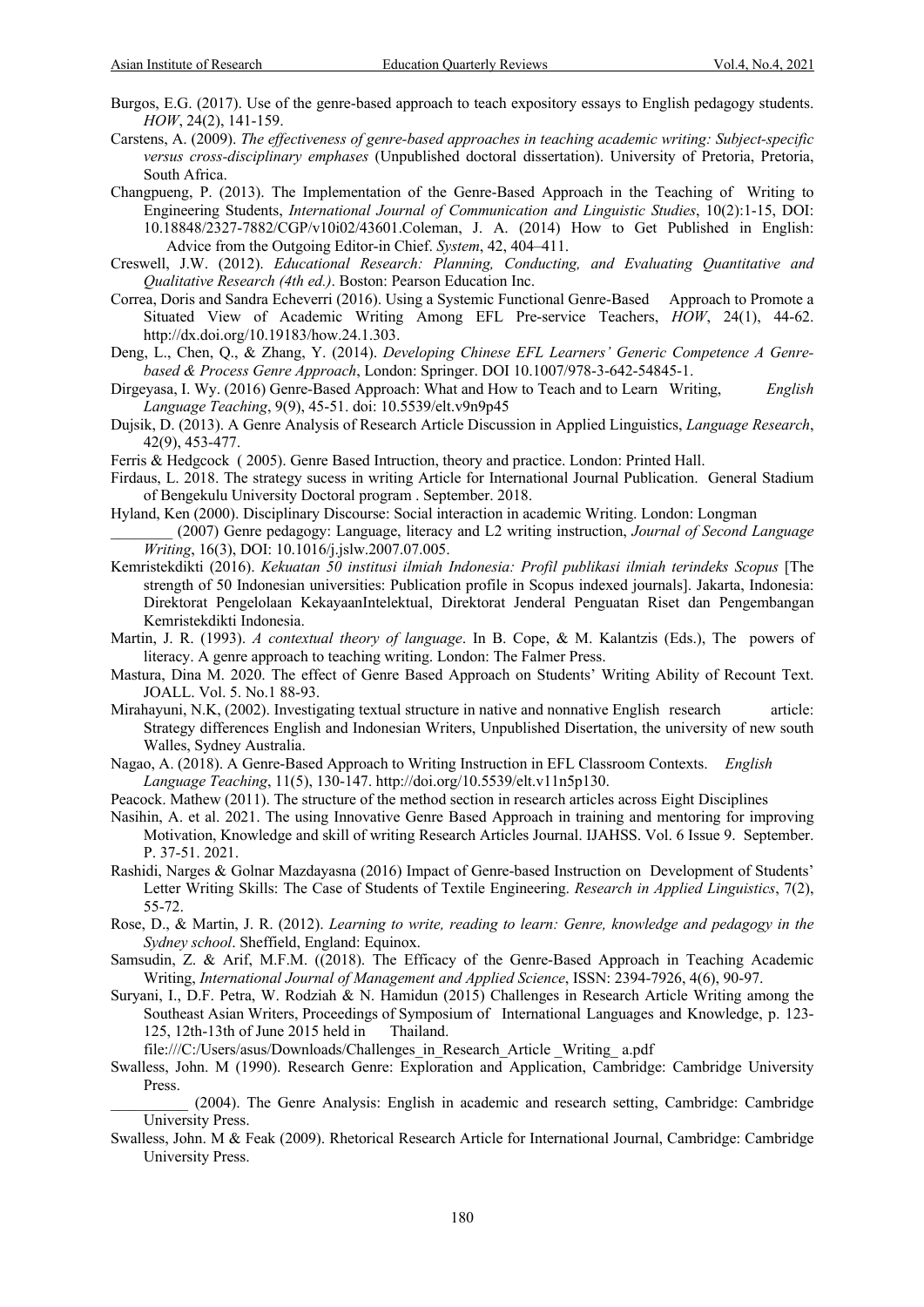Burgos, E.G. (2017). Use of the genre-based approach to teach expository essays to English pedagogy students. *HOW*, 24(2), 141-159.

Carstens, A. (2009). *The effectiveness of genre-based approaches in teaching academic writing: Subject-specific versus cross-disciplinary emphases* (Unpublished doctoral dissertation). University of Pretoria, Pretoria, South Africa.

Changpueng, P. (2013). The Implementation of the Genre-Based Approach in the Teaching of Writing to Engineering Students, *International Journal of Communication and Linguistic Studies*, 10(2):1-15, DOI: 10.18848/2327-7882/CGP/v10i02/43601.Coleman, J. A. (2014) How to Get Published in English: Advice from the Outgoing Editor-in Chief. *System*, 42, 404–411.

Creswell, J.W. (2012). *Educational Research: Planning, Conducting, and Evaluating Quantitative and Qualitative Research (4th ed.)*. Boston: Pearson Education Inc.

Correa, Doris and Sandra Echeverri (2016). Using a Systemic Functional Genre-Based Approach to Promote a Situated View of Academic Writing Among EFL Pre-service Teachers, *HOW*, 24(1), 44-62. http://dx.doi.org/10.19183/how.24.1.303.

Deng, L., Chen, Q., & Zhang, Y. (2014). *Developing Chinese EFL Learners' Generic Competence A Genre-based & Process Genre Approach*, London: Springer. DOI 10.1007/978-3-642-54845-1.

Dirgeyasa, I. Wy. (2016) Genre-Based Approach: What and How to Teach and to Learn Writing, *English Language Teaching*, 9(9), 45-51. doi: 10.5539/elt.v9n9p45

Dujsik, D. (2013). A Genre Analysis of Research Article Discussion in Applied Linguistics, *Language Research*, 42(9), 453-477.

Ferris & Hedgcock ( 2005). Genre Based Intruction, theory and practice. London: Printed Hall.

Firdaus, L. 2018. The strategy sucess in writing Article for International Journal Publication. General Stadium of Bengekulu University Doctoral program . September. 2018.

Hyland, Ken (2000). Disciplinary Discourse: Social interaction in academic Writing. London: Longman

________ (2007) Genre pedagogy: Language, literacy and L2 writing instruction, *Journal of Second Language Writing*, 16(3), DOI: 10.1016/j.jslw.2007.07.005.

Kemristekdikti (2016). *Kekuatan 50 institusi ilmiah Indonesia: Profil publikasi ilmiah terindeks Scopus* [The strength of 50 Indonesian universities: Publication profile in Scopus indexed journals]. Jakarta, Indonesia: Direktorat Pengelolaan KekayaanIntelektual, Direktorat Jenderal Penguatan Riset dan Pengembangan Kemristekdikti Indonesia.

Martin, J. R. (1993). *A contextual theory of language*. In B. Cope, & M. Kalantzis (Eds.), The powers of literacy. A genre approach to teaching writing. London: The Falmer Press.

Mastura, Dina M. 2020. The effect of Genre Based Approach on Students' Writing Ability of Recount Text. JOALL. Vol. 5. No.1 88-93.

Mirahayuni, N.K, (2002). Investigating textual structure in native and nonnative English research article: Strategy differences English and Indonesian Writers, Unpublished Disertation, the university of new south Walles, Sydney Australia.

Nagao, A. (2018). A Genre-Based Approach to Writing Instruction in EFL Classroom Contexts. *English Language Teaching*, 11(5), 130-147. http://doi.org/10.5539/elt.v11n5p130.

Peacock. Mathew (2011). The structure of the method section in research articles across Eight Disciplines

Nasihin, A. et al. 2021. The using Innovative Genre Based Approach in training and mentoring for improving Motivation, Knowledge and skill of writing Research Articles Journal. IJAHSS. Vol. 6 Issue 9. September. P. 37-51. 2021.

Rashidi, Narges & Golnar Mazdayasna (2016) Impact of Genre-based Instruction on Development of Students' Letter Writing Skills: The Case of Students of Textile Engineering. *Research in Applied Linguistics*, 7(2), 55-72.

Rose, D., & Martin, J. R. (2012). *Learning to write, reading to learn: Genre, knowledge and pedagogy in the Sydney school*. Sheffield, England: Equinox.

Samsudin, Z. & Arif, M.F.M. ((2018). The Efficacy of the Genre-Based Approach in Teaching Academic Writing, *International Journal of Management and Applied Science*, ISSN: 2394-7926, 4(6), 90-97.

Suryani, I., D.F. Petra, W. Rodziah & N. Hamidun (2015) Challenges in Research Article Writing among the Southeast Asian Writers, Proceedings of Symposium of International Languages and Knowledge, p. 123-125, 12th-13th of June 2015 held in Thailand. file:///C:/Users/asus/Downloads/Challenges_in_Research_Article _Writing_ a.pdf

Swalless, John. M (1990). Research Genre: Exploration and Application, Cambridge: Cambridge University Press.

__________ (2004). The Genre Analysis: English in academic and research setting, Cambridge: Cambridge University Press.

Swalless, John. M & Feak (2009). Rhetorical Research Article for International Journal, Cambridge: Cambridge University Press.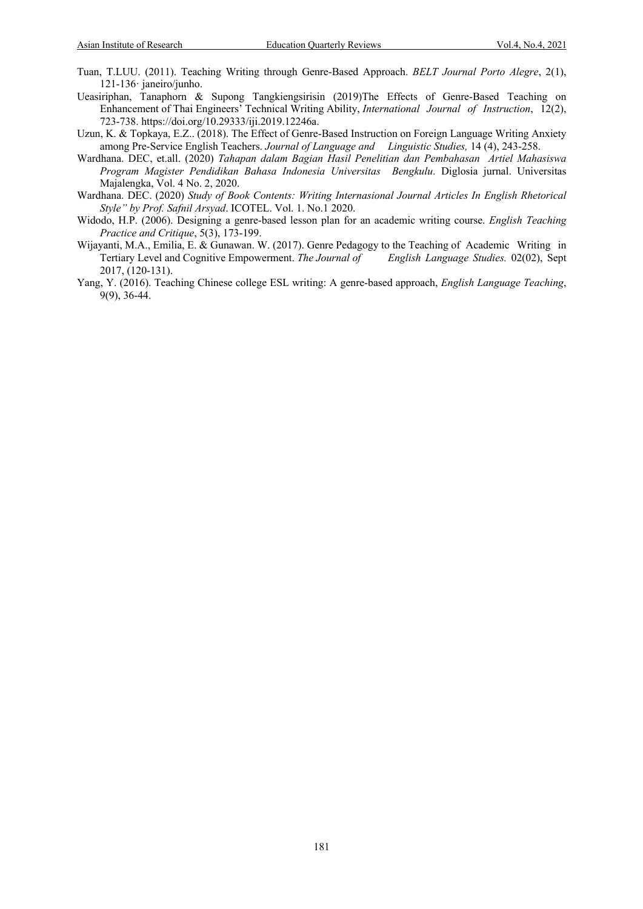Tuan, T.LUU. (2011). Teaching Writing through Genre-Based Approach. *BELT Journal Porto Alegre*, 2(1), 121-136· janeiro/junho.

Ueasiriphan, Tanaphorn & Supong Tangkiengsirisin (2019)The Effects of Genre-Based Teaching on Enhancement of Thai Engineers' Technical Writing Ability, *International Journal of Instruction*, 12(2), 723-738. https://doi.org/10.29333/iji.2019.12246a.

Uzun, K. & Topkaya, E.Z.. (2018). The Effect of Genre-Based Instruction on Foreign Language Writing Anxiety among Pre-Service English Teachers. *Journal of Language and Linguistic Studies,* 14 (4), 243-258.

Wardhana. DEC, et.all. (2020) *Tahapan dalam Bagian Hasil Penelitian dan Pembahasan Artiel Mahasiswa Program Magister Pendidikan Bahasa Indonesia Universitas Bengkulu*. Diglosia jurnal. Universitas Majalengka, Vol. 4 No. 2, 2020.

Wardhana. DEC. (2020) *Study of Book Contents: Writing Internasional Journal Articles In English Rhetorical Style" by Prof. Safnil Arsyad*. ICOTEL. Vol. 1. No.1 2020.

Widodo, H.P. (2006). Designing a genre-based lesson plan for an academic writing course. *English Teaching Practice and Critique*, 5(3), 173-199.

Wijayanti, M.A., Emilia, E. & Gunawan. W. (2017). Genre Pedagogy to the Teaching of Academic Writing in Tertiary Level and Cognitive Empowerment. *The Journal of English Language Studies.* 02(02), Sept 2017, (120-131).

Yang, Y. (2016). Teaching Chinese college ESL writing: A genre-based approach, *English Language Teaching*, 9(9), 36-44.